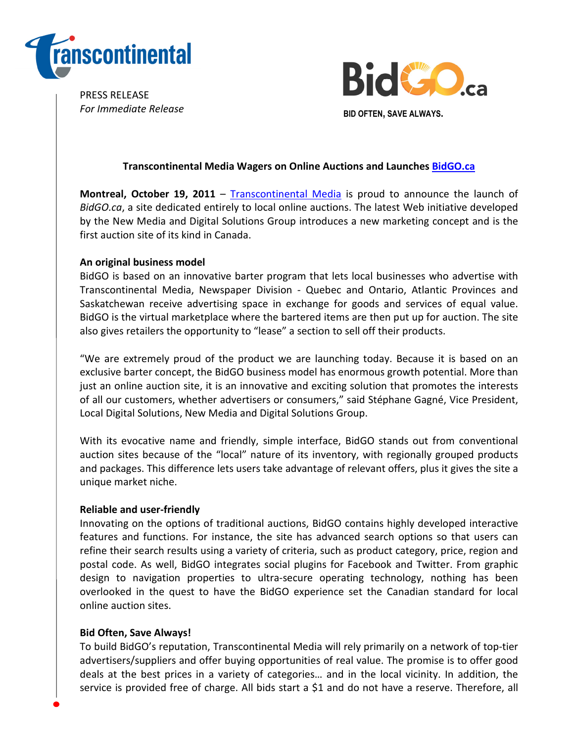PRESS RELEASE
*For Immediate Release*

BID OFTEN, SAVE ALWAYS.

## Transcontinental Media Wagers on Online Auctions and Launches [BidGO.ca](BidGO.ca)

**Montreal, October 19, 2011** – Transcontinental Media is proud to announce the launch of *BidGO.ca*, a site dedicated entirely to local online auctions. The latest Web initiative developed by the New Media and Digital Solutions Group introduces a new marketing concept and is the first auction site of its kind in Canada.

### An original business model

BidGO is based on an innovative barter program that lets local businesses who advertise with Transcontinental Media, Newspaper Division - Quebec and Ontario, Atlantic Provinces and Saskatchewan receive advertising space in exchange for goods and services of equal value. BidGO is the virtual marketplace where the bartered items are then put up for auction. The site also gives retailers the opportunity to "lease" a section to sell off their products.

"We are extremely proud of the product we are launching today. Because it is based on an exclusive barter concept, the BidGO business model has enormous growth potential. More than just an online auction site, it is an innovative and exciting solution that promotes the interests of all our customers, whether advertisers or consumers," said Stéphane Gagné, Vice President, Local Digital Solutions, New Media and Digital Solutions Group.

With its evocative name and friendly, simple interface, BidGO stands out from conventional auction sites because of the "local" nature of its inventory, with regionally grouped products and packages. This difference lets users take advantage of relevant offers, plus it gives the site a unique market niche.

### Reliable and user-friendly

Innovating on the options of traditional auctions, BidGO contains highly developed interactive features and functions. For instance, the site has advanced search options so that users can refine their search results using a variety of criteria, such as product category, price, region and postal code. As well, BidGO integrates social plugins for Facebook and Twitter. From graphic design to navigation properties to ultra-secure operating technology, nothing has been overlooked in the quest to have the BidGO experience set the Canadian standard for local online auction sites.

### Bid Often, Save Always!

To build BidGO's reputation, Transcontinental Media will rely primarily on a network of top-tier advertisers/suppliers and offer buying opportunities of real value. The promise is to offer good deals at the best prices in a variety of categories… and in the local vicinity. In addition, the service is provided free of charge. All bids start a $1 and do not have a reserve. Therefore, all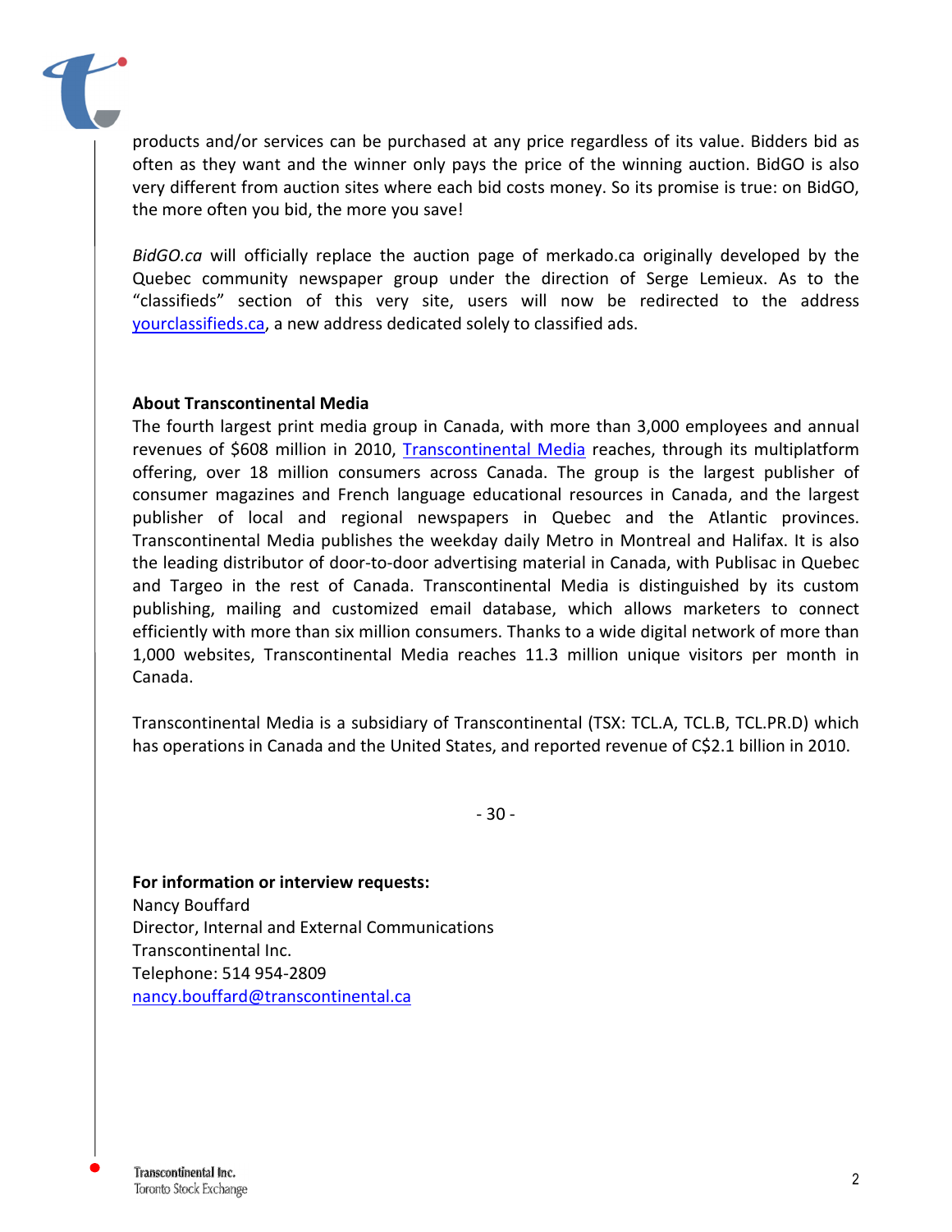products and/or services can be purchased at any price regardless of its value. Bidders bid as often as they want and the winner only pays the price of the winning auction. BidGO is also very different from auction sites where each bid costs money. So its promise is true: on BidGO, the more often you bid, the more you save!

*BidGO.ca* will officially replace the auction page of merkado.ca originally developed by the Quebec community newspaper group under the direction of Serge Lemieux. As to the "classifieds" section of this very site, users will now be redirected to the address [yourclassifieds.ca](yourclassifieds.ca), a new address dedicated solely to classified ads.

**About Transcontinental Media**

The fourth largest print media group in Canada, with more than 3,000 employees and annual revenues of $608 million in 2010, [Transcontinental Media](Transcontinental Media) reaches, through its multiplatform offering, over 18 million consumers across Canada. The group is the largest publisher of consumer magazines and French language educational resources in Canada, and the largest publisher of local and regional newspapers in Quebec and the Atlantic provinces. Transcontinental Media publishes the weekday daily Metro in Montreal and Halifax. It is also the leading distributor of door-to-door advertising material in Canada, with Publisac in Quebec and Targeo in the rest of Canada. Transcontinental Media is distinguished by its custom publishing, mailing and customized email database, which allows marketers to connect efficiently with more than six million consumers. Thanks to a wide digital network of more than 1,000 websites, Transcontinental Media reaches 11.3 million unique visitors per month in Canada.

Transcontinental Media is a subsidiary of Transcontinental (TSX: TCL.A, TCL.B, TCL.PR.D) which has operations in Canada and the United States, and reported revenue of C$2.1 billion in 2010.

- 30 -

**For information or interview requests:**
Nancy Bouffard
Director, Internal and External Communications
Transcontinental Inc.
Telephone: 514 954-2809
[nancy.bouffard@transcontinental.ca](mailto:nancy.bouffard@transcontinental.ca)